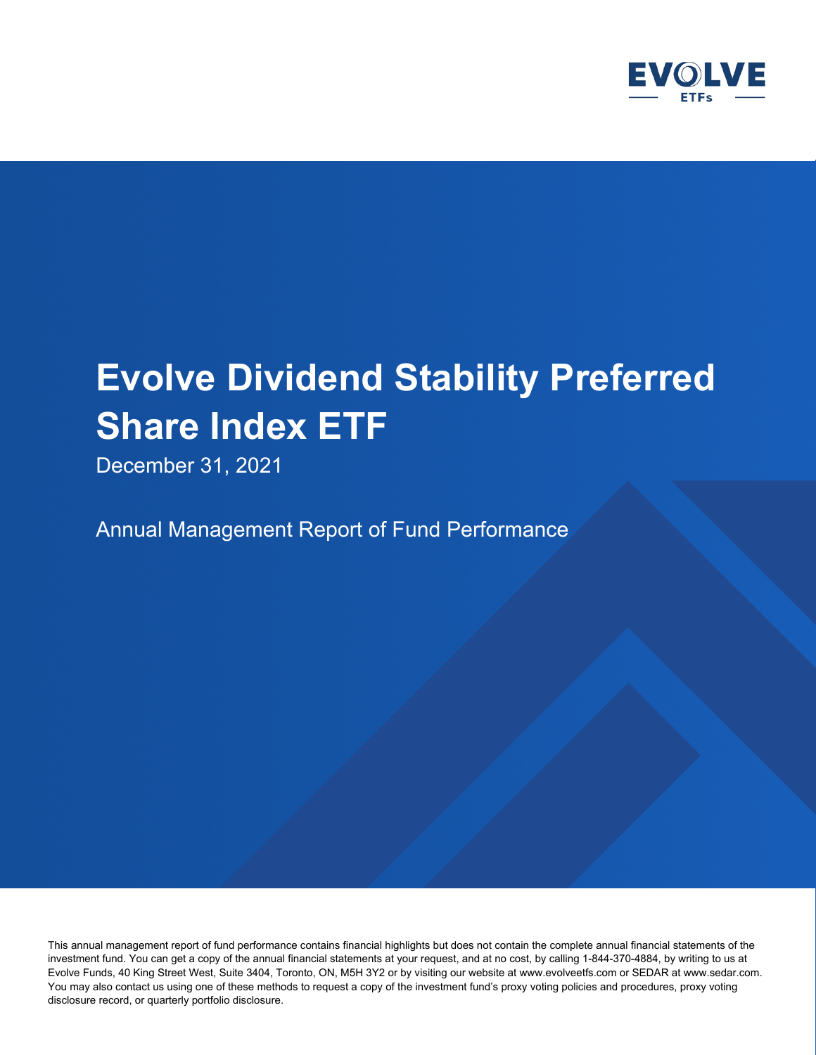EVOLVE ETFs

# Evolve Dividend Stability Preferred Share Index ETF

December 31, 2021

## Annual Management Report of Fund Performance

This annual management report of fund performance contains financial highlights but does not contain the complete annual financial statements of the investment fund. You can get a copy of the annual financial statements at your request, and at no cost, by calling 1-844-370-4884, by writing to us at Evolve Funds, 40 King Street West, Suite 3404, Toronto, ON, M5H 3Y2 or by visiting our website at www.evolveetfs.com or SEDAR at www.sedar.com. You may also contact us using one of these methods to request a copy of the investment fund's proxy voting policies and procedures, proxy voting disclosure record, or quarterly portfolio disclosure.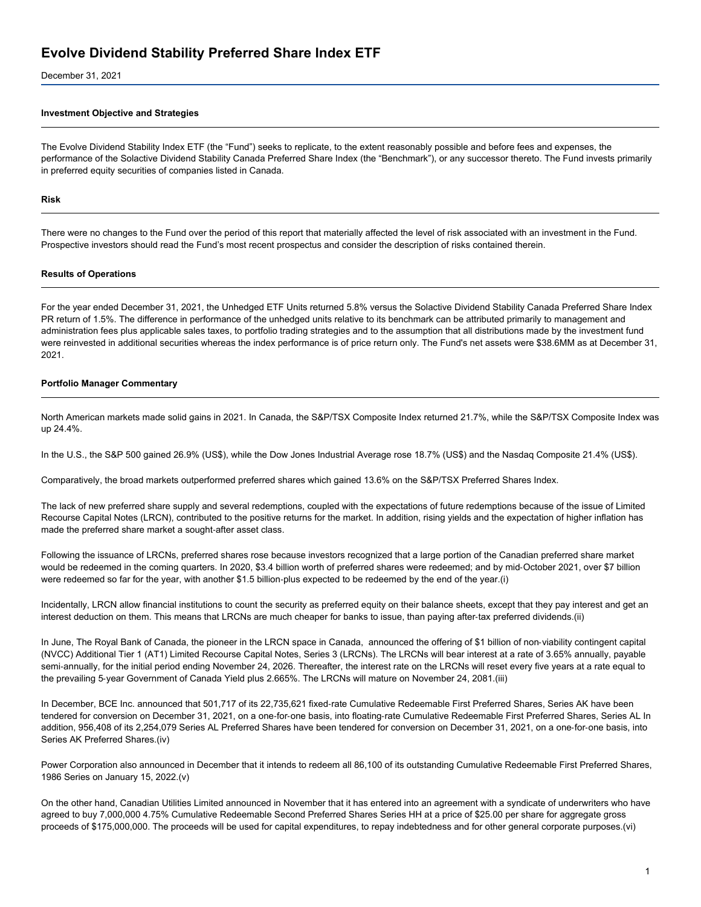# Evolve Dividend Stability Preferred Share Index ETF

December 31, 2021

### Investment Objective and Strategies

The Evolve Dividend Stability Index ETF (the "Fund") seeks to replicate, to the extent reasonably possible and before fees and expenses, the performance of the Solactive Dividend Stability Canada Preferred Share Index (the "Benchmark"), or any successor thereto. The Fund invests primarily in preferred equity securities of companies listed in Canada.

### Risk

There were no changes to the Fund over the period of this report that materially affected the level of risk associated with an investment in the Fund. Prospective investors should read the Fund's most recent prospectus and consider the description of risks contained therein.

### Results of Operations

For the year ended December 31, 2021, the Unhedged ETF Units returned 5.8% versus the Solactive Dividend Stability Canada Preferred Share Index PR return of 1.5%. The difference in performance of the unhedged units relative to its benchmark can be attributed primarily to management and administration fees plus applicable sales taxes, to portfolio trading strategies and to the assumption that all distributions made by the investment fund were reinvested in additional securities whereas the index performance is of price return only. The Fund's net assets were $38.6MM as at December 31, 2021.

### Portfolio Manager Commentary

North American markets made solid gains in 2021. In Canada, the S&P/TSX Composite Index returned 21.7%, while the S&P/TSX Composite Index was up 24.4%.

In the U.S., the S&P 500 gained 26.9% (US$), while the Dow Jones Industrial Average rose 18.7% (US$) and the Nasdaq Composite 21.4% (US$).

Comparatively, the broad markets outperformed preferred shares which gained 13.6% on the S&P/TSX Preferred Shares Index.

The lack of new preferred share supply and several redemptions, coupled with the expectations of future redemptions because of the issue of Limited Recourse Capital Notes (LRCN), contributed to the positive returns for the market. In addition, rising yields and the expectation of higher inflation has made the preferred share market a sought-after asset class.

Following the issuance of LRCNs, preferred shares rose because investors recognized that a large portion of the Canadian preferred share market would be redeemed in the coming quarters. In 2020, $3.4 billion worth of preferred shares were redeemed; and by mid-October 2021, over $7 billion were redeemed so far for the year, with another $1.5 billion-plus expected to be redeemed by the end of the year.(i)

Incidentally, LRCN allow financial institutions to count the security as preferred equity on their balance sheets, except that they pay interest and get an interest deduction on them. This means that LRCNs are much cheaper for banks to issue, than paying after-tax preferred dividends.(ii)

In June, The Royal Bank of Canada, the pioneer in the LRCN space in Canada, announced the offering of $1 billion of non-viability contingent capital (NVCC) Additional Tier 1 (AT1) Limited Recourse Capital Notes, Series 3 (LRCNs). The LRCNs will bear interest at a rate of 3.65% annually, payable semi-annually, for the initial period ending November 24, 2026. Thereafter, the interest rate on the LRCNs will reset every five years at a rate equal to the prevailing 5-year Government of Canada Yield plus 2.665%. The LRCNs will mature on November 24, 2081.(iii)

In December, BCE Inc. announced that 501,717 of its 22,735,621 fixed-rate Cumulative Redeemable First Preferred Shares, Series AK have been tendered for conversion on December 31, 2021, on a one-for-one basis, into floating-rate Cumulative Redeemable First Preferred Shares, Series AL In addition, 956,408 of its 2,254,079 Series AL Preferred Shares have been tendered for conversion on December 31, 2021, on a one-for-one basis, into Series AK Preferred Shares.(iv)

Power Corporation also announced in December that it intends to redeem all 86,100 of its outstanding Cumulative Redeemable First Preferred Shares, 1986 Series on January 15, 2022.(v)

On the other hand, Canadian Utilities Limited announced in November that it has entered into an agreement with a syndicate of underwriters who have agreed to buy 7,000,000 4.75% Cumulative Redeemable Second Preferred Shares Series HH at a price of $25.00 per share for aggregate gross proceeds of $175,000,000. The proceeds will be used for capital expenditures, to repay indebtedness and for other general corporate purposes.(vi)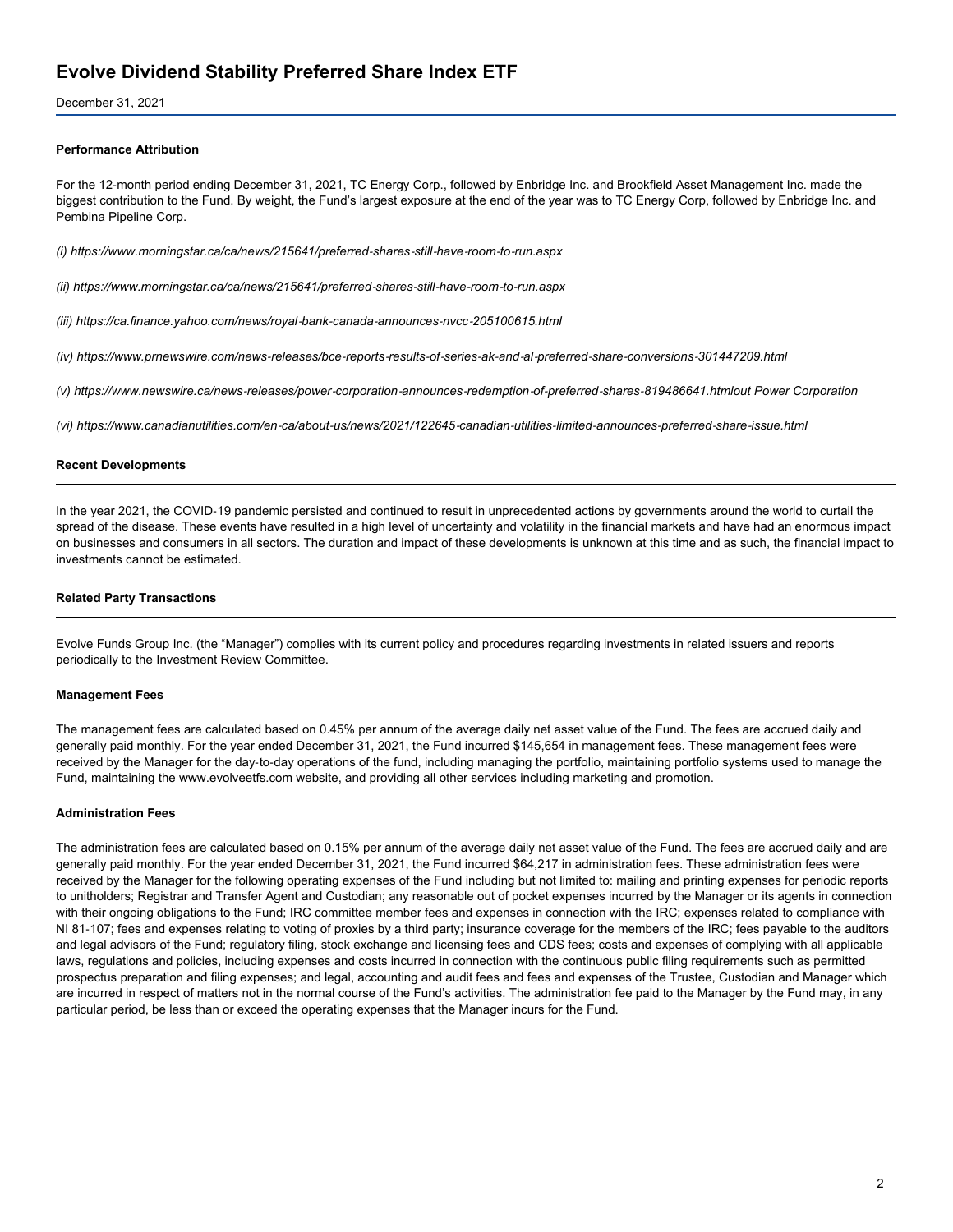# Evolve Dividend Stability Preferred Share Index ETF

December 31, 2021

### Performance Attribution

For the 12-month period ending December 31, 2021, TC Energy Corp., followed by Enbridge Inc. and Brookfield Asset Management Inc. made the biggest contribution to the Fund. By weight, the Fund's largest exposure at the end of the year was to TC Energy Corp, followed by Enbridge Inc. and Pembina Pipeline Corp.

*(i) https://www.morningstar.ca/ca/news/215641/preferred-shares-still-have-room-to-run.aspx*

*(ii) https://www.morningstar.ca/ca/news/215641/preferred-shares-still-have-room-to-run.aspx*

*(iii) https://ca.finance.yahoo.com/news/royal-bank-canada-announces-nvcc-205100615.html*

*(iv) https://www.prnewswire.com/news-releases/bce-reports-results-of-series-ak-and-al-preferred-share-conversions-301447209.html*

*(v) https://www.newswire.ca/news-releases/power-corporation-announces-redemption-of-preferred-shares-819486641.htmlout Power Corporation*

*(vi) https://www.canadianutilities.com/en-ca/about-us/news/2021/122645-canadian-utilities-limited-announces-preferred-share-issue.html*

### Recent Developments

In the year 2021, the COVID-19 pandemic persisted and continued to result in unprecedented actions by governments around the world to curtail the spread of the disease. These events have resulted in a high level of uncertainty and volatility in the financial markets and have had an enormous impact on businesses and consumers in all sectors. The duration and impact of these developments is unknown at this time and as such, the financial impact to investments cannot be estimated.

### Related Party Transactions

Evolve Funds Group Inc. (the "Manager") complies with its current policy and procedures regarding investments in related issuers and reports periodically to the Investment Review Committee.

### Management Fees

The management fees are calculated based on 0.45% per annum of the average daily net asset value of the Fund. The fees are accrued daily and generally paid monthly. For the year ended December 31, 2021, the Fund incurred $145,654 in management fees. These management fees were received by the Manager for the day-to-day operations of the fund, including managing the portfolio, maintaining portfolio systems used to manage the Fund, maintaining the www.evolveetfs.com website, and providing all other services including marketing and promotion.

### Administration Fees

The administration fees are calculated based on 0.15% per annum of the average daily net asset value of the Fund. The fees are accrued daily and are generally paid monthly. For the year ended December 31, 2021, the Fund incurred $64,217 in administration fees. These administration fees were received by the Manager for the following operating expenses of the Fund including but not limited to: mailing and printing expenses for periodic reports to unitholders; Registrar and Transfer Agent and Custodian; any reasonable out of pocket expenses incurred by the Manager or its agents in connection with their ongoing obligations to the Fund; IRC committee member fees and expenses in connection with the IRC; expenses related to compliance with NI 81-107; fees and expenses relating to voting of proxies by a third party; insurance coverage for the members of the IRC; fees payable to the auditors and legal advisors of the Fund; regulatory filing, stock exchange and licensing fees and CDS fees; costs and expenses of complying with all applicable laws, regulations and policies, including expenses and costs incurred in connection with the continuous public filing requirements such as permitted prospectus preparation and filing expenses; and legal, accounting and audit fees and fees and expenses of the Trustee, Custodian and Manager which are incurred in respect of matters not in the normal course of the Fund's activities. The administration fee paid to the Manager by the Fund may, in any particular period, be less than or exceed the operating expenses that the Manager incurs for the Fund.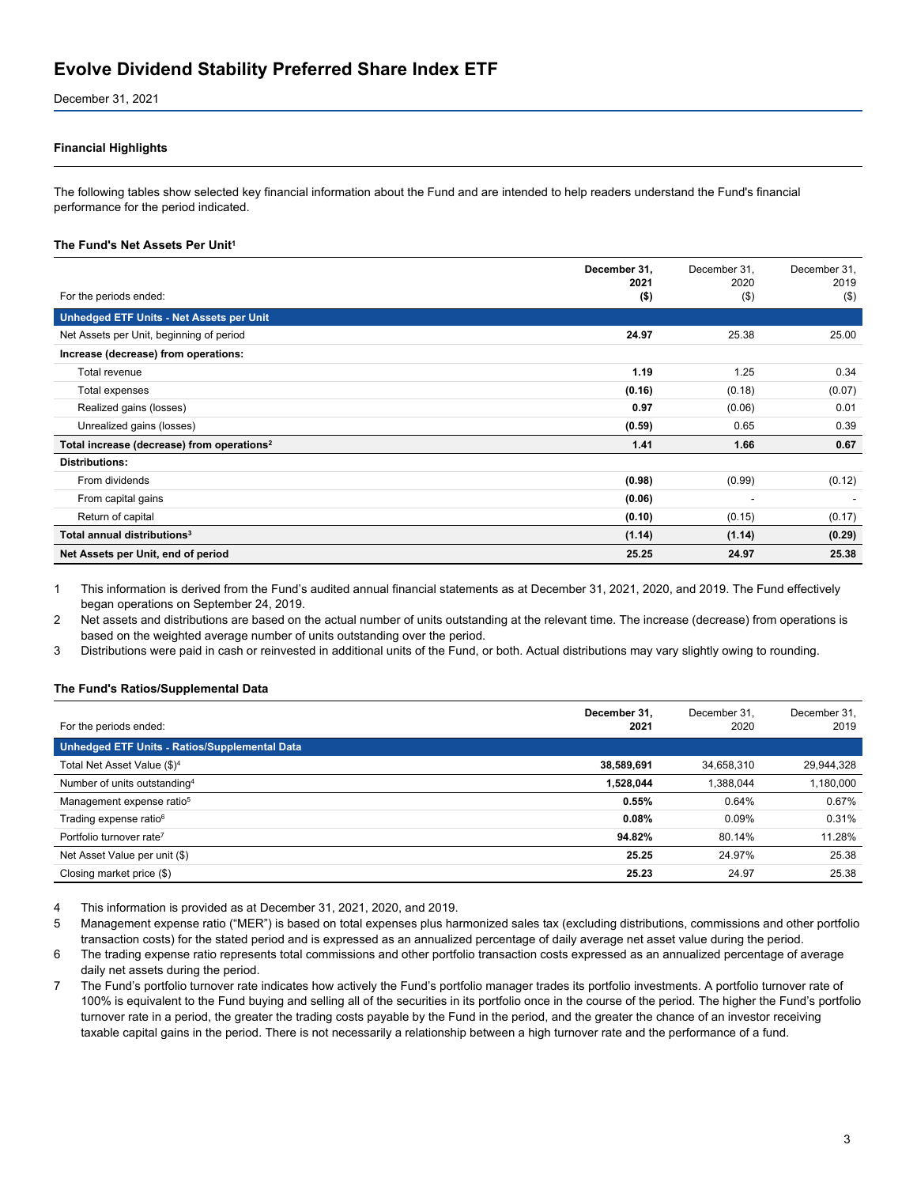# Evolve Dividend Stability Preferred Share Index ETF

December 31, 2021

## Financial Highlights

The following tables show selected key financial information about the Fund and are intended to help readers understand the Fund's financial performance for the period indicated.

### The Fund's Net Assets Per Unit[1]

| For the periods ended: | **December 31, 2021 ($)** | December 31, 2020 ($) | December 31, 2019 ($) |
|---|---|---|---|
| **Unhedged ETF Units - Net Assets per Unit** | | | |
| Net Assets per Unit, beginning of period | **24.97** | 25.38 | 25.00 |
| **Increase (decrease) from operations:** | | | |
| Total revenue | **1.19** | 1.25 | 0.34 |
| Total expenses | **(0.16)** | (0.18) | (0.07) |
| Realized gains (losses) | **0.97** | (0.06) | 0.01 |
| Unrealized gains (losses) | **(0.59)** | 0.65 | 0.39 |
| **Total increase (decrease) from operations[2]** | **1.41** | **1.66** | **0.67** |
| **Distributions:** | | | |
| From dividends | **(0.98)** | (0.99) | (0.12) |
| From capital gains | **(0.06)** | - | - |
| Return of capital | **(0.10)** | (0.15) | (0.17) |
| **Total annual distributions[3]** | **(1.14)** | **(1.14)** | **(0.29)** |
| **Net Assets per Unit, end of period** | **25.25** | **24.97** | **25.38** |

1. This information is derived from the Fund's audited annual financial statements as at December 31, 2021, 2020, and 2019. The Fund effectively began operations on September 24, 2019.
2. Net assets and distributions are based on the actual number of units outstanding at the relevant time. The increase (decrease) from operations is based on the weighted average number of units outstanding over the period.
3. Distributions were paid in cash or reinvested in additional units of the Fund, or both. Actual distributions may vary slightly owing to rounding.

### The Fund's Ratios/Supplemental Data

| For the periods ended: | **December 31, 2021** | December 31, 2020 | December 31, 2019 |
|---|---|---|---|
| **Unhedged ETF Units - Ratios/Supplemental Data** | | | |
| Total Net Asset Value ($)[4] | **38,589,691** | 34,658,310 | 29,944,328 |
| Number of units outstanding[4] | **1,528,044** | 1,388,044 | 1,180,000 |
| Management expense ratio[5] | **0.55%** | 0.64% | 0.67% |
| Trading expense ratio[6] | **0.08%** | 0.09% | 0.31% |
| Portfolio turnover rate[7] | **94.82%** | 80.14% | 11.28% |
| Net Asset Value per unit ($) | **25.25** | 24.97% | 25.38 |
| Closing market price ($) | **25.23** | 24.97 | 25.38 |

4. This information is provided as at December 31, 2021, 2020, and 2019.
5. Management expense ratio ("MER") is based on total expenses plus harmonized sales tax (excluding distributions, commissions and other portfolio transaction costs) for the stated period and is expressed as an annualized percentage of daily average net asset value during the period.
6. The trading expense ratio represents total commissions and other portfolio transaction costs expressed as an annualized percentage of average daily net assets during the period.
7. The Fund's portfolio turnover rate indicates how actively the Fund's portfolio manager trades its portfolio investments. A portfolio turnover rate of 100% is equivalent to the Fund buying and selling all of the securities in its portfolio once in the course of the period. The higher the Fund's portfolio turnover rate in a period, the greater the trading costs payable by the Fund in the period, and the greater the chance of an investor receiving taxable capital gains in the period. There is not necessarily a relationship between a high turnover rate and the performance of a fund.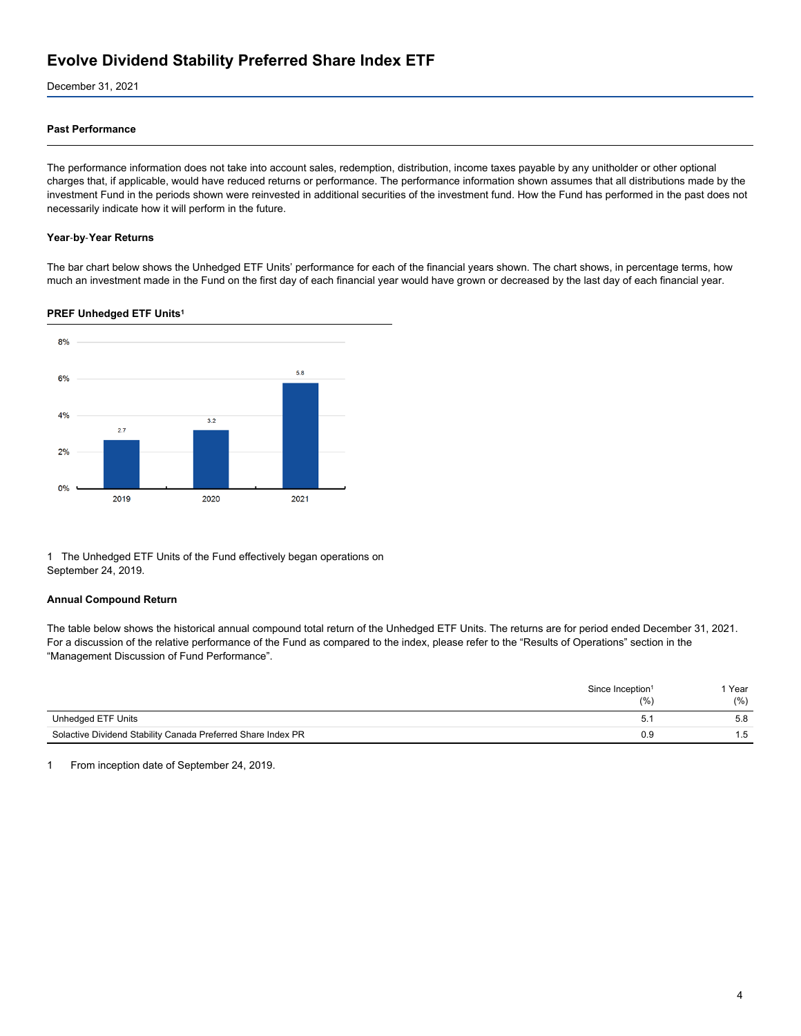# Evolve Dividend Stability Preferred Share Index ETF

December 31, 2021

### Past Performance

The performance information does not take into account sales, redemption, distribution, income taxes payable by any unitholder or other optional charges that, if applicable, would have reduced returns or performance. The performance information shown assumes that all distributions made by the investment Fund in the periods shown were reinvested in additional securities of the investment fund. How the Fund has performed in the past does not necessarily indicate how it will perform in the future.

#### Year-by-Year Returns

The bar chart below shows the Unhedged ETF Units' performance for each of the financial years shown. The chart shows, in percentage terms, how much an investment made in the Fund on the first day of each financial year would have grown or decreased by the last day of each financial year.

**PREF Unhedged ETF Units[1]**

| Year | Return (%) |
|---|---|
| 2019 | 2.7 |
| 2020 | 3.2 |
| 2021 | 5.8 |

1 The Unhedged ETF Units of the Fund effectively began operations on September 24, 2019.

#### Annual Compound Return

The table below shows the historical annual compound total return of the Unhedged ETF Units. The returns are for period ended December 31, 2021. For a discussion of the relative performance of the Fund as compared to the index, please refer to the "Results of Operations" section in the "Management Discussion of Fund Performance".

| | Since Inception[1] (%) | 1 Year (%) |
|---|---|---|
| Unhedged ETF Units | 5.1 | 5.8 |
| Solactive Dividend Stability Canada Preferred Share Index PR | 0.9 | 1.5 |

1 From inception date of September 24, 2019.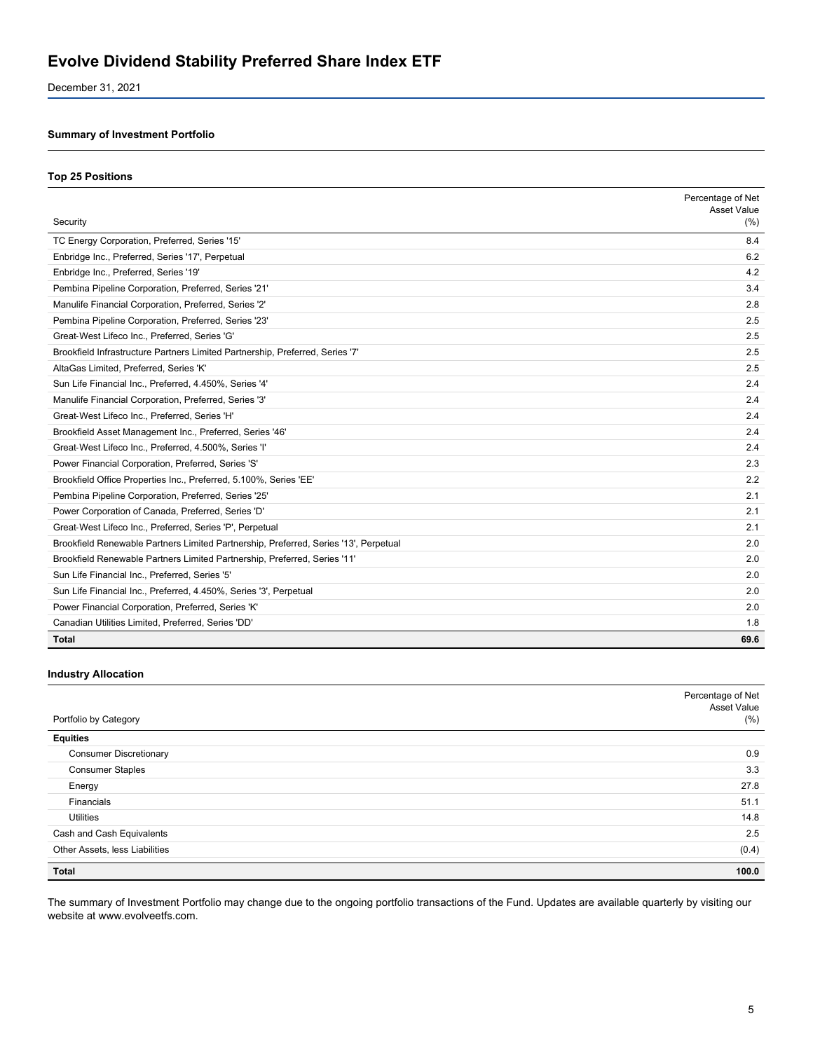# Evolve Dividend Stability Preferred Share Index ETF

December 31, 2021

### Summary of Investment Portfolio

#### Top 25 Positions

| Security | Percentage of Net Asset Value (%) |
|---|---|
| TC Energy Corporation, Preferred, Series '15' | 8.4 |
| Enbridge Inc., Preferred, Series '17', Perpetual | 6.2 |
| Enbridge Inc., Preferred, Series '19' | 4.2 |
| Pembina Pipeline Corporation, Preferred, Series '21' | 3.4 |
| Manulife Financial Corporation, Preferred, Series '2' | 2.8 |
| Pembina Pipeline Corporation, Preferred, Series '23' | 2.5 |
| Great-West Lifeco Inc., Preferred, Series 'G' | 2.5 |
| Brookfield Infrastructure Partners Limited Partnership, Preferred, Series '7' | 2.5 |
| AltaGas Limited, Preferred, Series 'K' | 2.5 |
| Sun Life Financial Inc., Preferred, 4.450%, Series '4' | 2.4 |
| Manulife Financial Corporation, Preferred, Series '3' | 2.4 |
| Great-West Lifeco Inc., Preferred, Series 'H' | 2.4 |
| Brookfield Asset Management Inc., Preferred, Series '46' | 2.4 |
| Great-West Lifeco Inc., Preferred, 4.500%, Series 'I' | 2.4 |
| Power Financial Corporation, Preferred, Series 'S' | 2.3 |
| Brookfield Office Properties Inc., Preferred, 5.100%, Series 'EE' | 2.2 |
| Pembina Pipeline Corporation, Preferred, Series '25' | 2.1 |
| Power Corporation of Canada, Preferred, Series 'D' | 2.1 |
| Great-West Lifeco Inc., Preferred, Series 'P', Perpetual | 2.1 |
| Brookfield Renewable Partners Limited Partnership, Preferred, Series '13', Perpetual | 2.0 |
| Brookfield Renewable Partners Limited Partnership, Preferred, Series '11' | 2.0 |
| Sun Life Financial Inc., Preferred, Series '5' | 2.0 |
| Sun Life Financial Inc., Preferred, 4.450%, Series '3', Perpetual | 2.0 |
| Power Financial Corporation, Preferred, Series 'K' | 2.0 |
| Canadian Utilities Limited, Preferred, Series 'DD' | 1.8 |
| **Total** | **69.6** |

#### Industry Allocation

| Portfolio by Category | Percentage of Net Asset Value (%) |
|---|---|
| **Equities** | |
| Consumer Discretionary | 0.9 |
| Consumer Staples | 3.3 |
| Energy | 27.8 |
| Financials | 51.1 |
| Utilities | 14.8 |
| Cash and Cash Equivalents | 2.5 |
| Other Assets, less Liabilities | (0.4) |
| **Total** | **100.0** |

The summary of Investment Portfolio may change due to the ongoing portfolio transactions of the Fund. Updates are available quarterly by visiting our website at www.evolveetfs.com.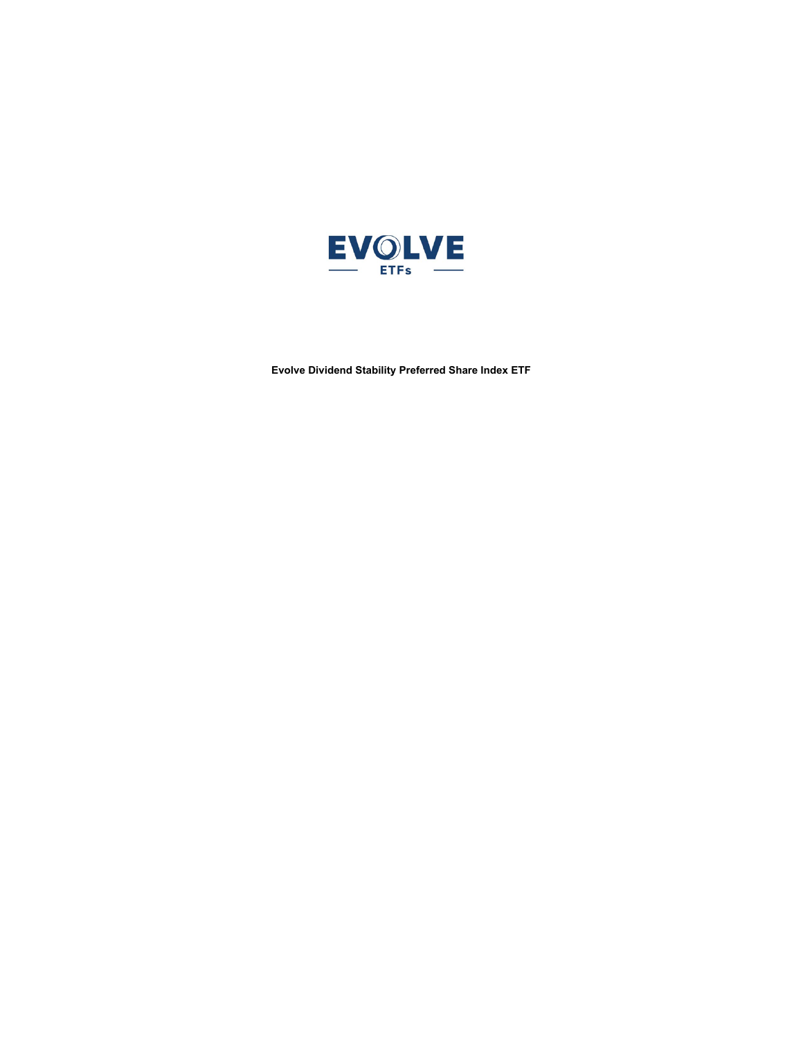EVOLVE

ETFs

**Evolve Dividend Stability Preferred Share Index ETF**